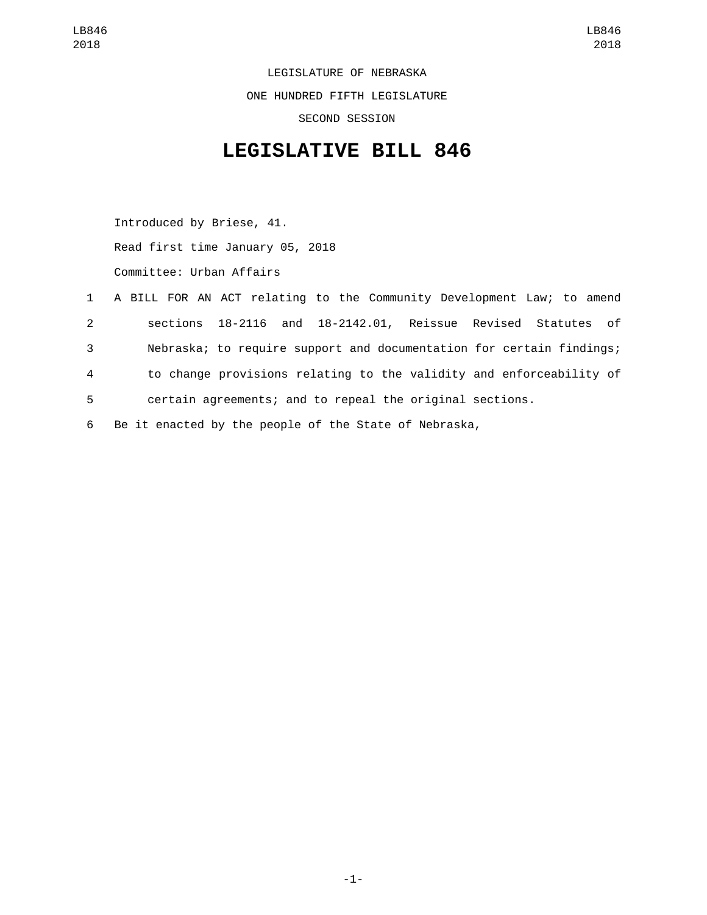LEGISLATURE OF NEBRASKA

ONE HUNDRED FIFTH LEGISLATURE

SECOND SESSION

# LEGISLATIVE BILL 846

Introduced by Briese, 41.

Read first time January 05, 2018

Committee: Urban Affairs

1 A BILL FOR AN ACT relating to the Community Development Law; to amend
2 sections 18-2116 and 18-2142.01, Reissue Revised Statutes of
3 Nebraska; to require support and documentation for certain findings;
4 to change provisions relating to the validity and enforceability of
5 certain agreements; and to repeal the original sections.

6 Be it enacted by the people of the State of Nebraska,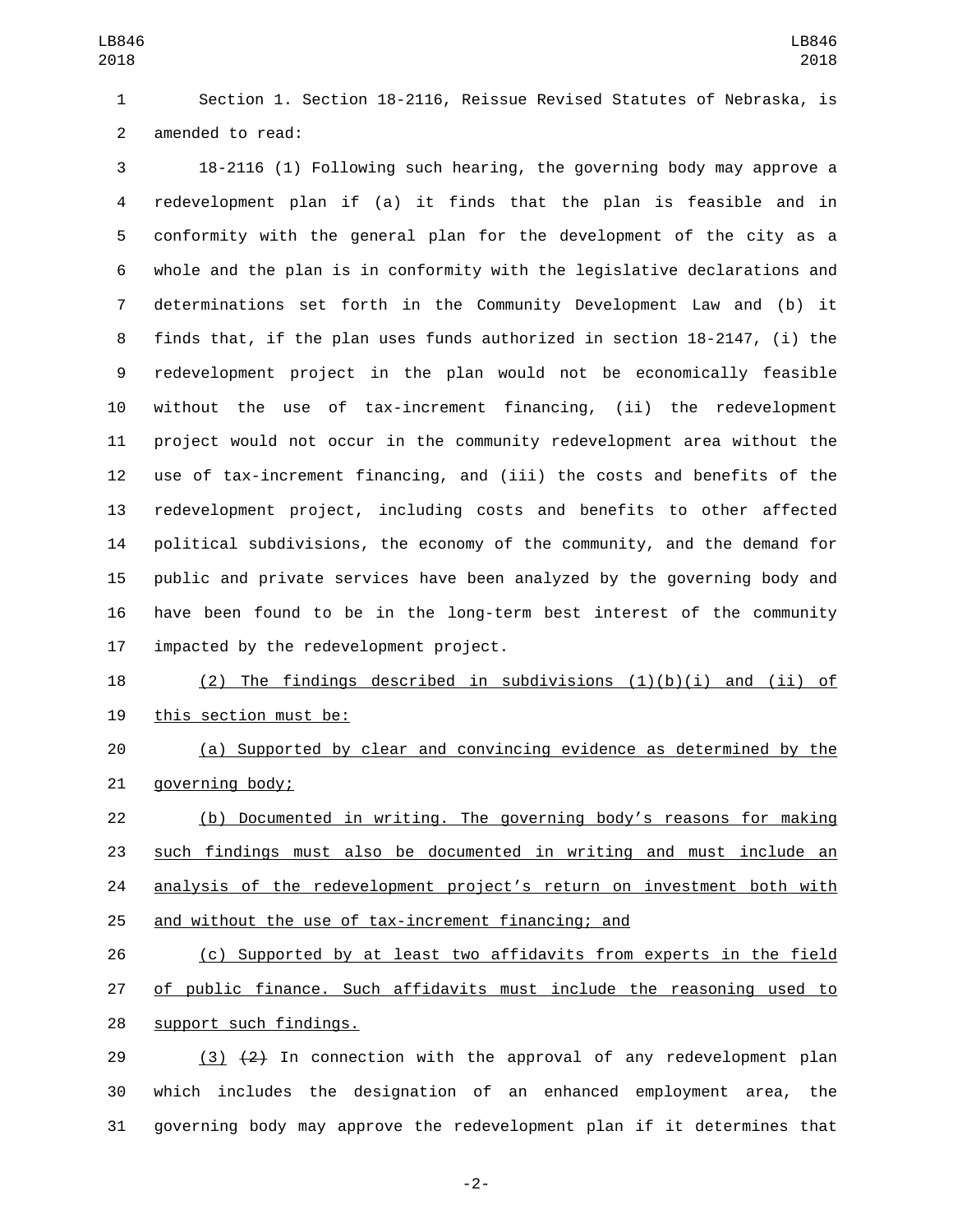Section 1. Section 18-2116, Reissue Revised Statutes of Nebraska, is amended to read:

18-2116 (1) Following such hearing, the governing body may approve a redevelopment plan if (a) it finds that the plan is feasible and in conformity with the general plan for the development of the city as a whole and the plan is in conformity with the legislative declarations and determinations set forth in the Community Development Law and (b) it finds that, if the plan uses funds authorized in section 18-2147, (i) the redevelopment project in the plan would not be economically feasible without the use of tax-increment financing, (ii) the redevelopment project would not occur in the community redevelopment area without the use of tax-increment financing, and (iii) the costs and benefits of the redevelopment project, including costs and benefits to other affected political subdivisions, the economy of the community, and the demand for public and private services have been analyzed by the governing body and have been found to be in the long-term best interest of the community impacted by the redevelopment project.

<u>(2) The findings described in subdivisions (1)(b)(i) and (ii) of this section must be:</u>

<u>(a) Supported by clear and convincing evidence as determined by the governing body;</u>

<u>(b) Documented in writing. The governing body's reasons for making such findings must also be documented in writing and must include an analysis of the redevelopment project's return on investment both with and without the use of tax-increment financing; and</u>

<u>(c) Supported by at least two affidavits from experts in the field of public finance. Such affidavits must include the reasoning used to support such findings.</u>

<u>(3)</u> ~~(2)~~ In connection with the approval of any redevelopment plan which includes the designation of an enhanced employment area, the governing body may approve the redevelopment plan if it determines that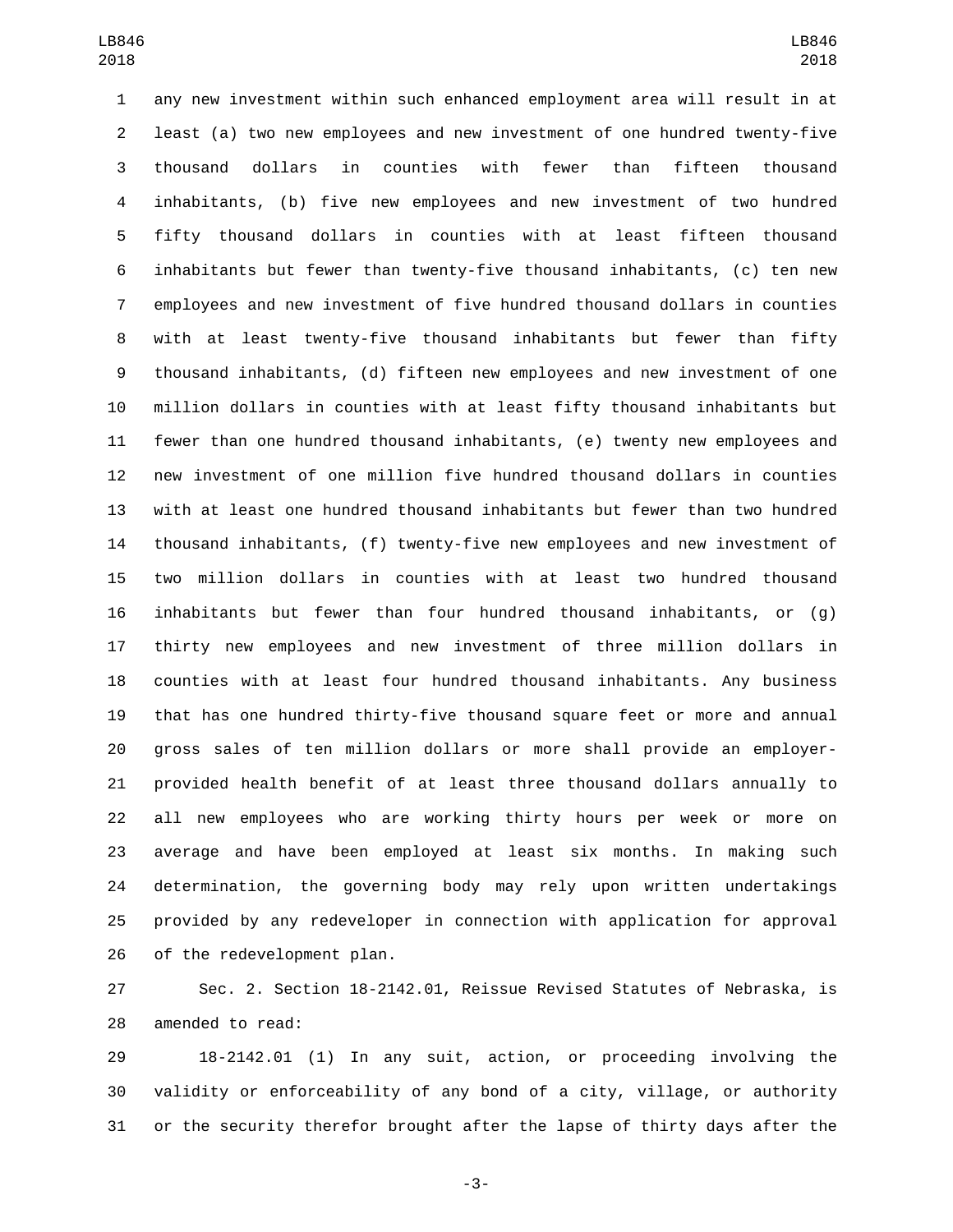any new investment within such enhanced employment area will result in at least (a) two new employees and new investment of one hundred twenty-five thousand dollars in counties with fewer than fifteen thousand inhabitants, (b) five new employees and new investment of two hundred fifty thousand dollars in counties with at least fifteen thousand inhabitants but fewer than twenty-five thousand inhabitants, (c) ten new employees and new investment of five hundred thousand dollars in counties with at least twenty-five thousand inhabitants but fewer than fifty thousand inhabitants, (d) fifteen new employees and new investment of one million dollars in counties with at least fifty thousand inhabitants but fewer than one hundred thousand inhabitants, (e) twenty new employees and new investment of one million five hundred thousand dollars in counties with at least one hundred thousand inhabitants but fewer than two hundred thousand inhabitants, (f) twenty-five new employees and new investment of two million dollars in counties with at least two hundred thousand inhabitants but fewer than four hundred thousand inhabitants, or (g) thirty new employees and new investment of three million dollars in counties with at least four hundred thousand inhabitants. Any business that has one hundred thirty-five thousand square feet or more and annual gross sales of ten million dollars or more shall provide an employer-provided health benefit of at least three thousand dollars annually to all new employees who are working thirty hours per week or more on average and have been employed at least six months. In making such determination, the governing body may rely upon written undertakings provided by any redeveloper in connection with application for approval of the redevelopment plan.

Sec. 2. Section 18-2142.01, Reissue Revised Statutes of Nebraska, is amended to read:

18-2142.01 (1) In any suit, action, or proceeding involving the validity or enforceability of any bond of a city, village, or authority or the security therefor brought after the lapse of thirty days after the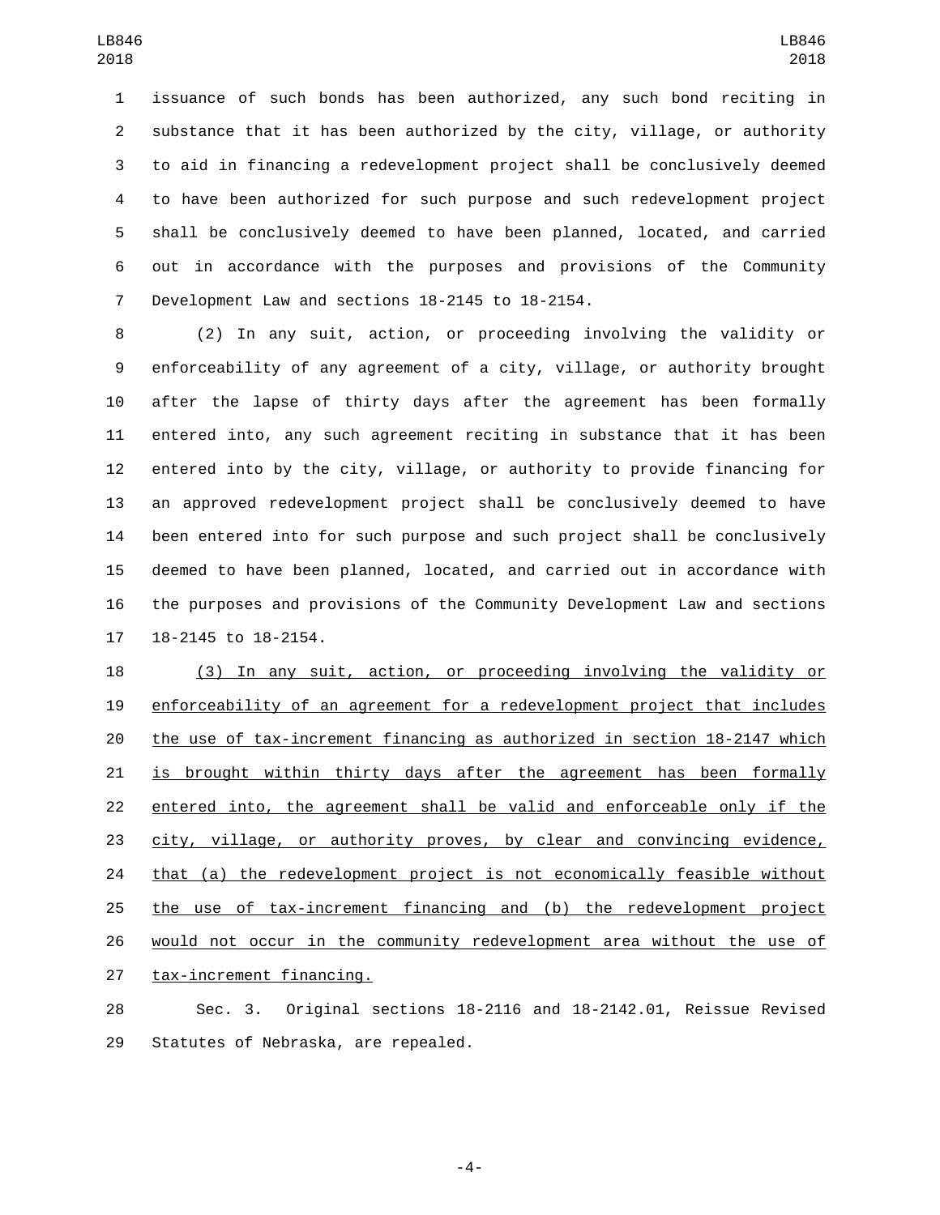issuance of such bonds has been authorized, any such bond reciting in substance that it has been authorized by the city, village, or authority to aid in financing a redevelopment project shall be conclusively deemed to have been authorized for such purpose and such redevelopment project shall be conclusively deemed to have been planned, located, and carried out in accordance with the purposes and provisions of the Community Development Law and sections 18-2145 to 18-2154.

(2) In any suit, action, or proceeding involving the validity or enforceability of any agreement of a city, village, or authority brought after the lapse of thirty days after the agreement has been formally entered into, any such agreement reciting in substance that it has been entered into by the city, village, or authority to provide financing for an approved redevelopment project shall be conclusively deemed to have been entered into for such purpose and such project shall be conclusively deemed to have been planned, located, and carried out in accordance with the purposes and provisions of the Community Development Law and sections 18-2145 to 18-2154.

(3) In any suit, action, or proceeding involving the validity or enforceability of an agreement for a redevelopment project that includes the use of tax-increment financing as authorized in section 18-2147 which is brought within thirty days after the agreement has been formally entered into, the agreement shall be valid and enforceable only if the city, village, or authority proves, by clear and convincing evidence, that (a) the redevelopment project is not economically feasible without the use of tax-increment financing and (b) the redevelopment project would not occur in the community redevelopment area without the use of tax-increment financing.

Sec. 3. Original sections 18-2116 and 18-2142.01, Reissue Revised Statutes of Nebraska, are repealed.